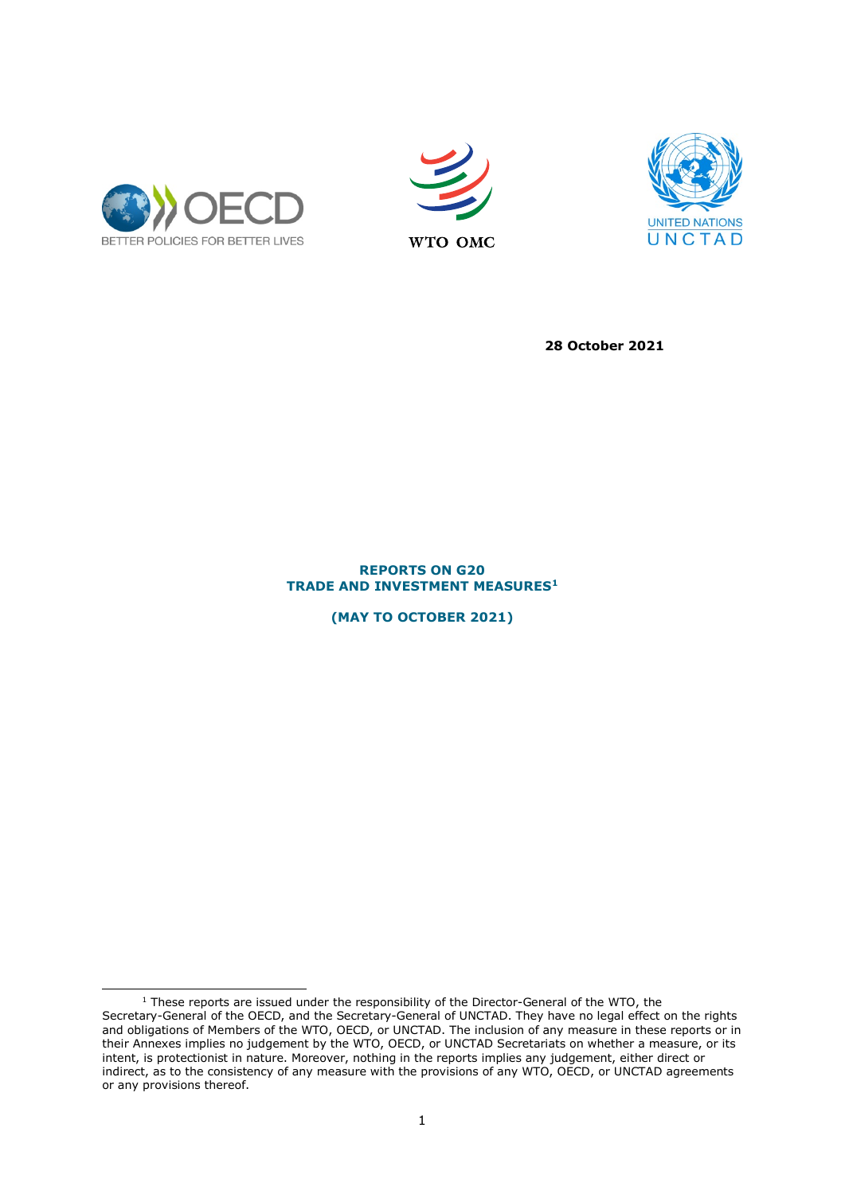28 October 2021

# REPORTS ON G20 TRADE AND INVESTMENT MEASURES[1]

## (MAY TO OCTOBER 2021)

[1] These reports are issued under the responsibility of the Director-General of the WTO, the Secretary-General of the OECD, and the Secretary-General of UNCTAD. They have no legal effect on the rights and obligations of Members of the WTO, OECD, or UNCTAD. The inclusion of any measure in these reports or in their Annexes implies no judgement by the WTO, OECD, or UNCTAD Secretariats on whether a measure, or its intent, is protectionist in nature. Moreover, nothing in the reports implies any judgement, either direct or indirect, as to the consistency of any measure with the provisions of any WTO, OECD, or UNCTAD agreements or any provisions thereof.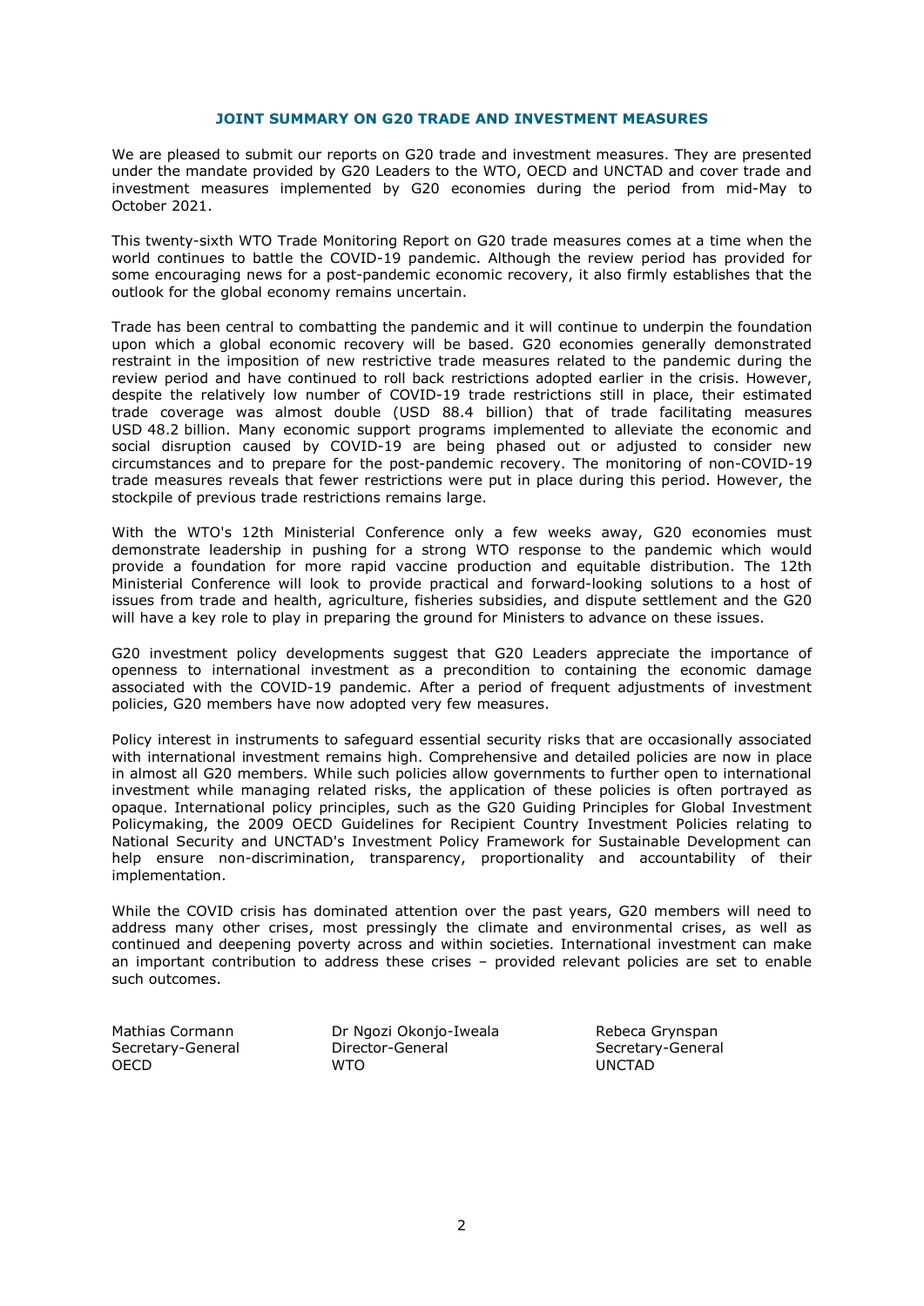## JOINT SUMMARY ON G20 TRADE AND INVESTMENT MEASURES

We are pleased to submit our reports on G20 trade and investment measures. They are presented under the mandate provided by G20 Leaders to the WTO, OECD and UNCTAD and cover trade and investment measures implemented by G20 economies during the period from mid-May to October 2021.

This twenty-sixth WTO Trade Monitoring Report on G20 trade measures comes at a time when the world continues to battle the COVID-19 pandemic. Although the review period has provided for some encouraging news for a post-pandemic economic recovery, it also firmly establishes that the outlook for the global economy remains uncertain.

Trade has been central to combatting the pandemic and it will continue to underpin the foundation upon which a global economic recovery will be based. G20 economies generally demonstrated restraint in the imposition of new restrictive trade measures related to the pandemic during the review period and have continued to roll back restrictions adopted earlier in the crisis. However, despite the relatively low number of COVID-19 trade restrictions still in place, their estimated trade coverage was almost double (USD 88.4 billion) that of trade facilitating measures USD 48.2 billion. Many economic support programs implemented to alleviate the economic and social disruption caused by COVID-19 are being phased out or adjusted to consider new circumstances and to prepare for the post-pandemic recovery. The monitoring of non-COVID-19 trade measures reveals that fewer restrictions were put in place during this period. However, the stockpile of previous trade restrictions remains large.

With the WTO's 12th Ministerial Conference only a few weeks away, G20 economies must demonstrate leadership in pushing for a strong WTO response to the pandemic which would provide a foundation for more rapid vaccine production and equitable distribution. The 12th Ministerial Conference will look to provide practical and forward-looking solutions to a host of issues from trade and health, agriculture, fisheries subsidies, and dispute settlement and the G20 will have a key role to play in preparing the ground for Ministers to advance on these issues.

G20 investment policy developments suggest that G20 Leaders appreciate the importance of openness to international investment as a precondition to containing the economic damage associated with the COVID-19 pandemic. After a period of frequent adjustments of investment policies, G20 members have now adopted very few measures.

Policy interest in instruments to safeguard essential security risks that are occasionally associated with international investment remains high. Comprehensive and detailed policies are now in place in almost all G20 members. While such policies allow governments to further open to international investment while managing related risks, the application of these policies is often portrayed as opaque. International policy principles, such as the G20 Guiding Principles for Global Investment Policymaking, the 2009 OECD Guidelines for Recipient Country Investment Policies relating to National Security and UNCTAD's Investment Policy Framework for Sustainable Development can help ensure non-discrimination, transparency, proportionality and accountability of their implementation.

While the COVID crisis has dominated attention over the past years, G20 members will need to address many other crises, most pressingly the climate and environmental crises, as well as continued and deepening poverty across and within societies. International investment can make an important contribution to address these crises – provided relevant policies are set to enable such outcomes.

| | | |
|---|---|---|
| Mathias Cormann | Dr Ngozi Okonjo-Iweala | Rebeca Grynspan |
| Secretary-General | Director-General | Secretary-General |
| OECD | WTO | UNCTAD |